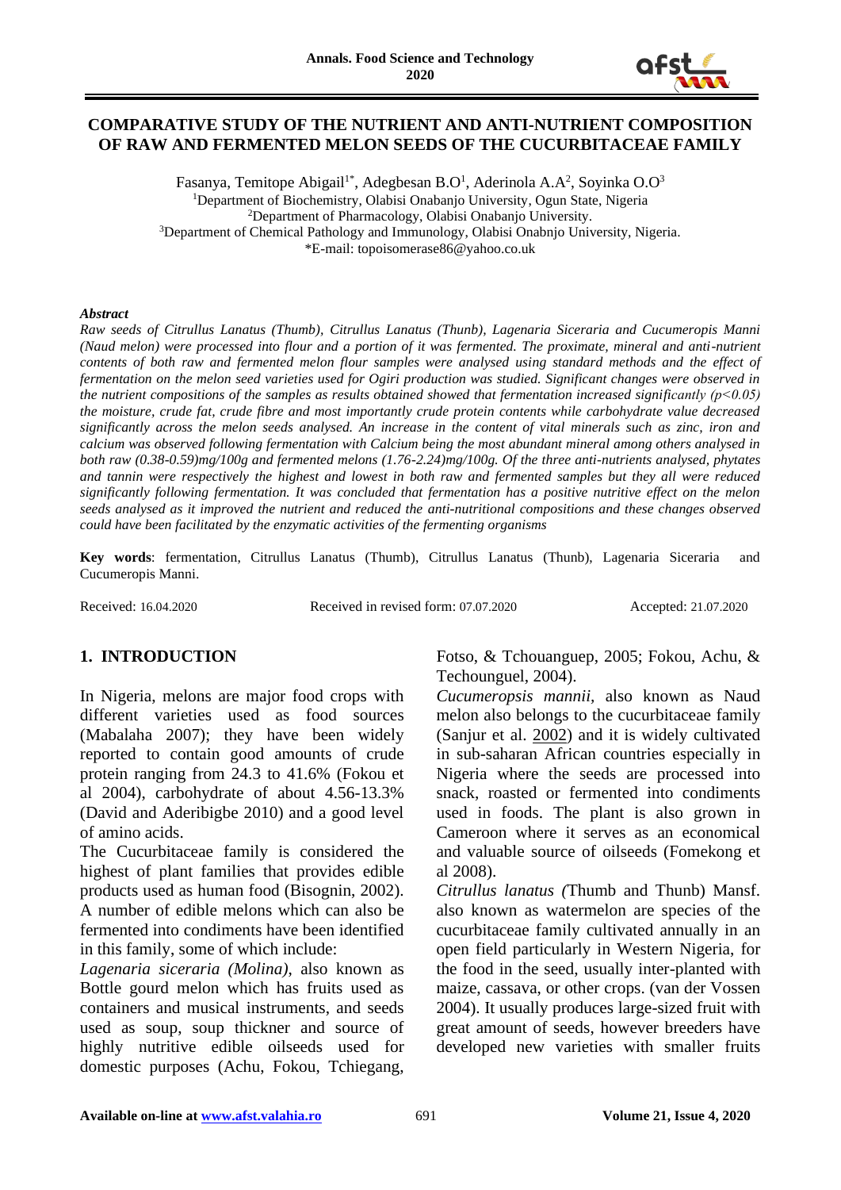# COMPARATIVE STUDY OF THE NUTRIENT AND ANTI-NUTRIENT COMPOSITION OF RAW AND FERMENTED MELON SEEDS OF THE CUCURBITACEAE FAMILY

Fasanya, Temitope Abigail[1*], Adegbesan B.O[1], Aderinola A.A[2], Soyinka O.O[3]

[1]Department of Biochemistry, Olabisi Onabanjo University, Ogun State, Nigeria

[2]Department of Pharmacology, Olabisi Onabanjo University.

[3]Department of Chemical Pathology and Immunology, Olabisi Onabnjo University, Nigeria.

*E-mail: topoisomerase86@yahoo.co.uk

### *Abstract*

*Raw seeds of Citrullus Lanatus (Thumb), Citrullus Lanatus (Thunb), Lagenaria Siceraria and Cucumeropis Manni (Naud melon) were processed into flour and a portion of it was fermented. The proximate, mineral and anti-nutrient contents of both raw and fermented melon flour samples were analysed using standard methods and the effect of fermentation on the melon seed varieties used for Ogiri production was studied. Significant changes were observed in the nutrient compositions of the samples as results obtained showed that fermentation increased significantly ($p<0.05$) the moisture, crude fat, crude fibre and most importantly crude protein contents while carbohydrate value decreased significantly across the melon seeds analysed. An increase in the content of vital minerals such as zinc, iron and calcium was observed following fermentation with Calcium being the most abundant mineral among others analysed in both raw (0.38-0.59)mg/100g and fermented melons (1.76-2.24)mg/100g. Of the three anti-nutrients analysed, phytates and tannin were respectively the highest and lowest in both raw and fermented samples but they all were reduced significantly following fermentation. It was concluded that fermentation has a positive nutritive effect on the melon seeds analysed as it improved the nutrient and reduced the anti-nutritional compositions and these changes observed could have been facilitated by the enzymatic activities of the fermenting organisms*

**Key words**: fermentation, Citrullus Lanatus (Thumb), Citrullus Lanatus (Thunb), Lagenaria Siceraria and Cucumeropis Manni.

Received: 16.04.2020    Received in revised form: 07.07.2020    Accepted: 21.07.2020

## 1. INTRODUCTION

In Nigeria, melons are major food crops with different varieties used as food sources (Mabalaha 2007); they have been widely reported to contain good amounts of crude protein ranging from 24.3 to 41.6% (Fokou et al 2004), carbohydrate of about 4.56-13.3% (David and Aderibigbe 2010) and a good level of amino acids.

The Cucurbitaceae family is considered the highest of plant families that provides edible products used as human food (Bisognin, 2002). A number of edible melons which can also be fermented into condiments have been identified in this family, some of which include:

*Lagenaria siceraria (Molina)*, also known as Bottle gourd melon which has fruits used as containers and musical instruments, and seeds used as soup, soup thickner and source of highly nutritive edible oilseeds used for domestic purposes (Achu, Fokou, Tchiegang, Fotso, & Tchouanguep, 2005; Fokou, Achu, & Techounguel, 2004).

*Cucumeropsis mannii,* also known as Naud melon also belongs to the cucurbitaceae family (Sanjur et al. 2002) and it is widely cultivated in sub-saharan African countries especially in Nigeria where the seeds are processed into snack, roasted or fermented into condiments used in foods. The plant is also grown in Cameroon where it serves as an economical and valuable source of oilseeds (Fomekong et al 2008).

*Citrullus lanatus (*Thumb and Thunb) Mansf. also known as watermelon are species of the cucurbitaceae family cultivated annually in an open field particularly in Western Nigeria, for the food in the seed, usually inter-planted with maize, cassava, or other crops. (van der Vossen 2004). It usually produces large-sized fruit with great amount of seeds, however breeders have developed new varieties with smaller fruits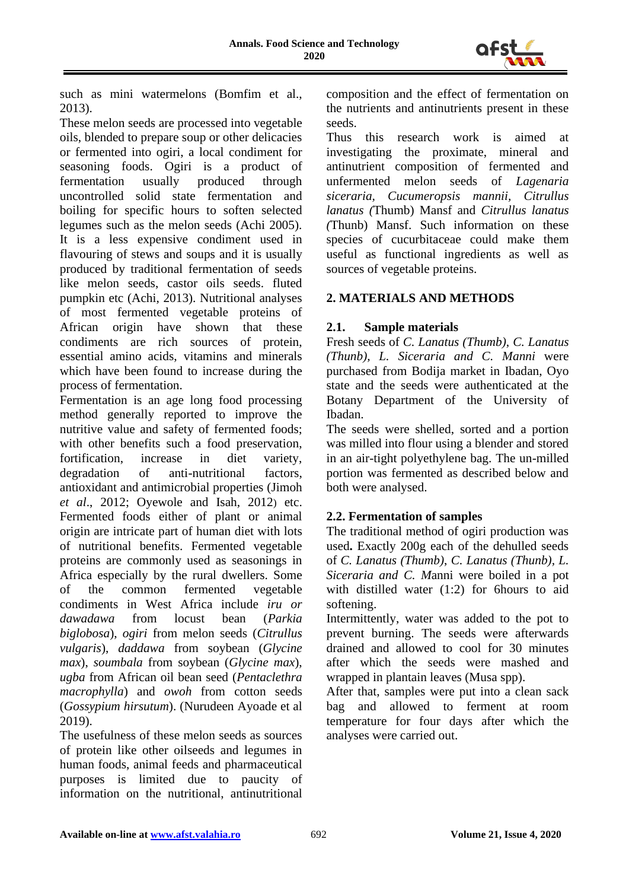such as mini watermelons (Bomfim et al., 2013).

These melon seeds are processed into vegetable oils, blended to prepare soup or other delicacies or fermented into ogiri, a local condiment for seasoning foods. Ogiri is a product of fermentation usually produced through uncontrolled solid state fermentation and boiling for specific hours to soften selected legumes such as the melon seeds (Achi 2005). It is a less expensive condiment used in flavouring of stews and soups and it is usually produced by traditional fermentation of seeds like melon seeds, castor oils seeds. fluted pumpkin etc (Achi, 2013). Nutritional analyses of most fermented vegetable proteins of African origin have shown that these condiments are rich sources of protein, essential amino acids, vitamins and minerals which have been found to increase during the process of fermentation.

Fermentation is an age long food processing method generally reported to improve the nutritive value and safety of fermented foods; with other benefits such a food preservation, fortification, increase in diet variety, degradation of anti-nutritional factors, antioxidant and antimicrobial properties (Jimoh *et al*., 2012; Oyewole and Isah, 2012) etc. Fermented foods either of plant or animal origin are intricate part of human diet with lots of nutritional benefits. Fermented vegetable proteins are commonly used as seasonings in Africa especially by the rural dwellers. Some of the common fermented vegetable condiments in West Africa include *iru or dawadawa* from locust bean (*Parkia biglobosa*), *ogiri* from melon seeds (*Citrullus vulgaris*), *daddawa* from soybean (*Glycine max*), *soumbala* from soybean (*Glycine max*), *ugba* from African oil bean seed (*Pentaclethra macrophylla*) and *owoh* from cotton seeds (*Gossypium hirsutum*). (Nurudeen Ayoade et al 2019).

The usefulness of these melon seeds as sources of protein like other oilseeds and legumes in human foods, animal feeds and pharmaceutical purposes is limited due to paucity of information on the nutritional, antinutritional composition and the effect of fermentation on the nutrients and antinutrients present in these seeds.

Thus this research work is aimed at investigating the proximate, mineral and antinutrient composition of fermented and unfermented melon seeds of *Lagenaria siceraria, Cucumeropsis mannii, Citrullus lanatus (*Thumb) Mansf and *Citrullus lanatus (*Thunb) Mansf. Such information on these species of cucurbitaceae could make them useful as functional ingredients as well as sources of vegetable proteins.

## 2. MATERIALS AND METHODS

### 2.1. Sample materials

Fresh seeds of *C. Lanatus (Thumb), C. Lanatus (Thunb), L. Siceraria and C. Manni* were purchased from Bodija market in Ibadan, Oyo state and the seeds were authenticated at the Botany Department of the University of Ibadan.

The seeds were shelled, sorted and a portion was milled into flour using a blender and stored in an air-tight polyethylene bag. The un-milled portion was fermented as described below and both were analysed.

### 2.2. Fermentation of samples

The traditional method of ogiri production was used**.** Exactly 200g each of the dehulled seeds of *C. Lanatus (Thumb), C. Lanatus (Thunb), L. Siceraria and C. M*anni were boiled in a pot with distilled water (1:2) for 6hours to aid softening.

Intermittently, water was added to the pot to prevent burning. The seeds were afterwards drained and allowed to cool for 30 minutes after which the seeds were mashed and wrapped in plantain leaves (Musa spp).

After that, samples were put into a clean sack bag and allowed to ferment at room temperature for four days after which the analyses were carried out.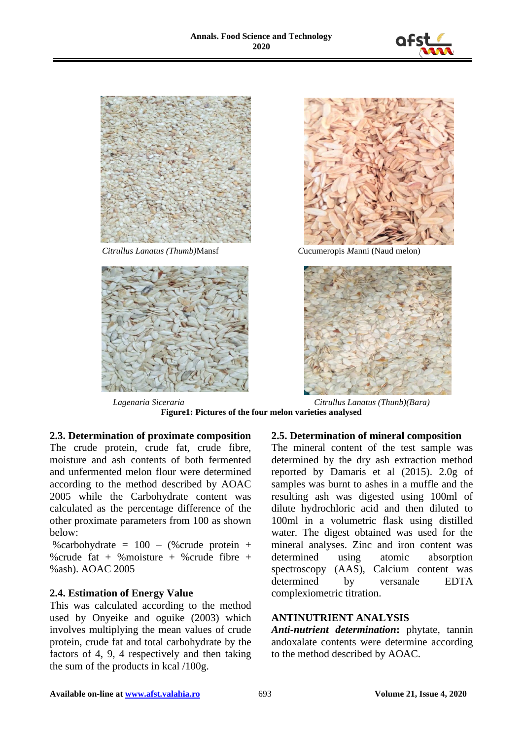*Citrullus Lanatus (Thumb)*Mansf

*C*ucumeropis *M*anni (Naud melon)

*Lagenaria Siceraria*

*Citrullus Lanatus (Thunb)(Bara)*

**Figure1: Pictures of the four melon varieties analysed**

### 2.3. Determination of proximate composition

The crude protein, crude fat, crude fibre, moisture and ash contents of both fermented and unfermented melon flour were determined according to the method described by AOAC 2005 while the Carbohydrate content was calculated as the percentage difference of the other proximate parameters from 100 as shown below:

%carbohydrate = 100 – (%crude protein + %crude fat + %moisture + %crude fibre + %ash). AOAC 2005

### 2.4. Estimation of Energy Value

This was calculated according to the method used by Onyeike and oguike (2003) which involves multiplying the mean values of crude protein, crude fat and total carbohydrate by the factors of 4, 9, 4 respectively and then taking the sum of the products in kcal /100g.

### 2.5. Determination of mineral composition

The mineral content of the test sample was determined by the dry ash extraction method reported by Damaris et al (2015). 2.0g of samples was burnt to ashes in a muffle and the resulting ash was digested using 100ml of dilute hydrochloric acid and then diluted to 100ml in a volumetric flask using distilled water. The digest obtained was used for the mineral analyses. Zinc and iron content was determined using atomic absorption spectroscopy (AAS), Calcium content was determined by versanale EDTA complexiometric titration.

### ANTINUTRIENT ANALYSIS

***Anti-nutrient determination*:** phytate, tannin andoxalate contents were determine according to the method described by AOAC.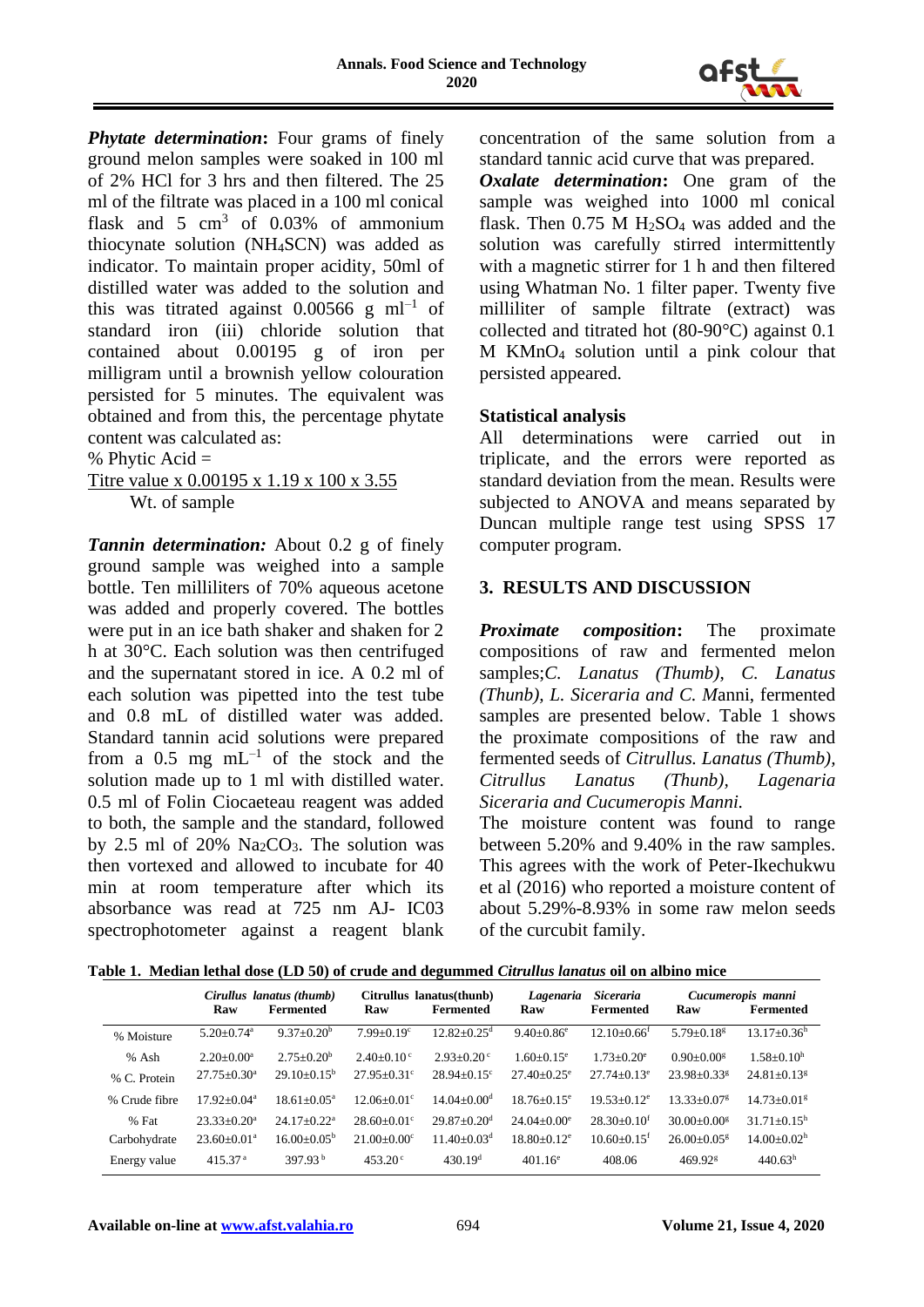***Phytate determination*:** Four grams of finely ground melon samples were soaked in 100 ml of 2% HCl for 3 hrs and then filtered. The 25 ml of the filtrate was placed in a 100 ml conical flask and 5 $cm^3$ of 0.03% of ammonium thiocyanate solution ($NH_4SCN$) was added as indicator. To maintain proper acidity, 50ml of distilled water was added to the solution and this was titrated against 0.00566 g $ml^{-1}$ of standard iron (iii) chloride solution that contained about 0.00195 g of iron per milligram until a brownish yellow colouration persisted for 5 minutes. The equivalent was obtained and from this, the percentage phytate content was calculated as:

$$\% \text{ Phytic Acid} = \frac{\text{Titre value} \times 0.00195 \times 1.19 \times 100 \times 3.55}{\text{Wt. of sample}}$$

***Tannin determination:*** About 0.2 g of finely ground sample was weighed into a sample bottle. Ten milliliters of 70% aqueous acetone was added and properly covered. The bottles were put in an ice bath shaker and shaken for 2 h at 30°C. Each solution was then centrifuged and the supernatant stored in ice. A 0.2 ml of each solution was pipetted into the test tube and 0.8 mL of distilled water was added. Standard tannin acid solutions were prepared from a 0.5 mg $mL^{-1}$ of the stock and the solution made up to 1 ml with distilled water. 0.5 ml of Folin Ciocaeteau reagent was added to both, the sample and the standard, followed by 2.5 ml of 20% $Na_2CO_3$. The solution was then vortexed and allowed to incubate for 40 min at room temperature after which its absorbance was read at 725 nm AJ- IC03 spectrophotometer against a reagent blank concentration of the same solution from a standard tannic acid curve that was prepared.

***Oxalate determination*:** One gram of the sample was weighed into 1000 ml conical flask. Then 0.75 M $H_2SO_4$ was added and the solution was carefully stirred intermittently with a magnetic stirrer for 1 h and then filtered using Whatman No. 1 filter paper. Twenty five milliliter of sample filtrate (extract) was collected and titrated hot (80-90°C) against 0.1 M $KMnO_4$ solution until a pink colour that persisted appeared.

**Statistical analysis**

All determinations were carried out in triplicate, and the errors were reported as standard deviation from the mean. Results were subjected to ANOVA and means separated by Duncan multiple range test using SPSS 17 computer program.

## 3. RESULTS AND DISCUSSION

***Proximate composition*:** The proximate compositions of raw and fermented melon samples;*C. Lanatus (Thumb), C. Lanatus (Thunb), L. Siceraria and C. M*anni, fermented samples are presented below. Table 1 shows the proximate compositions of the raw and fermented seeds of *Citrullus. Lanatus (Thumb), Citrullus Lanatus (Thunb), Lagenaria Siceraria and Cucumeropis Manni.*

The moisture content was found to range between 5.20% and 9.40% in the raw samples. This agrees with the work of Peter-Ikechukwu et al (2016) who reported a moisture content of about 5.29%-8.93% in some raw melon seeds of the curcubit family.

**Table 1. Median lethal dose (LD 50) of crude and degummed *Citrullus lanatus* oil on albino mice**

| | *Cirullus lanatus (thumb)* | | Citrullus lanatus(thunb) | | *Lagenaria Siceraria* | | *Cucumeropis manni* | |
|---|---|---|---|---|---|---|---|---|
| | Raw | Fermented | Raw | Fermented | Raw | Fermented | Raw | Fermented |
| % Moisture | 5.20±0.74[a] | 9.37±0.20[b] | 7.99±0.19[c] | 12.82±0.25[d] | 9.40±0.86[e] | 12.10±0.66[f] | 5.79±0.18[g] | 13.17±0.36[h] |
| % Ash | 2.20±0.00[a] | 2.75±0.20[b] | 2.40±0.10[c] | 2.93±0.20[c] | 1.60±0.15[e] | 1.73±0.20[e] | 0.90±0.00[g] | 1.58±0.10[h] |
| % C. Protein | 27.75±0.30[a] | 29.10±0.15[b] | 27.95±0.31[c] | 28.94±0.15[c] | 27.40±0.25[e] | 27.74±0.13[e] | 23.98±0.33[g] | 24.81±0.13[g] |
| % Crude fibre | 17.92±0.04[a] | 18.61±0.05[a] | 12.06±0.01[c] | 14.04±0.00[d] | 18.76±0.15[e] | 19.53±0.12[e] | 13.33±0.07[g] | 14.73±0.01[g] |
| % Fat | 23.33±0.20[a] | 24.17±0.22[a] | 28.60±0.01[c] | 29.87±0.20[d] | 24.04±0.00[e] | 28.30±0.10[f] | 30.00±0.00[g] | 31.71±0.15[h] |
| Carbohydrate | 23.60±0.01[a] | 16.00±0.05[b] | 21.00±0.00[c] | 11.40±0.03[d] | 18.80±0.12[e] | 10.60±0.15[f] | 26.00±0.05[g] | 14.00±0.02[h] |
| Energy value | 415.37[a] | 397.93[b] | 453.20[c] | 430.19[d] | 401.16[e] | 408.06 | 469.92[g] | 440.63[h] |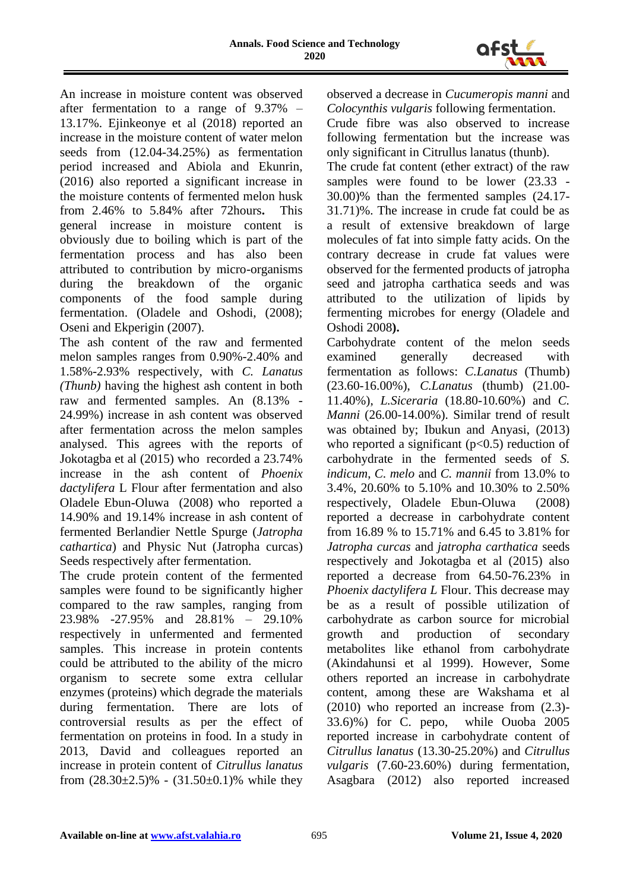An increase in moisture content was observed after fermentation to a range of 9.37% – 13.17%. Ejinkeonye et al (2018) reported an increase in the moisture content of water melon seeds from (12.04-34.25%) as fermentation period increased and Abiola and Ekunrin, (2016) also reported a significant increase in the moisture contents of fermented melon husk from 2.46% to 5.84% after 72hours**.** This general increase in moisture content is obviously due to boiling which is part of the fermentation process and has also been attributed to contribution by micro-organisms during the breakdown of the organic components of the food sample during fermentation. (Oladele and Oshodi, (2008); Oseni and Ekperigin (2007).

The ash content of the raw and fermented melon samples ranges from 0.90%-2.40% and 1.58%-2.93% respectively, with *C. Lanatus (Thunb)* having the highest ash content in both raw and fermented samples. An (8.13% - 24.99%) increase in ash content was observed after fermentation across the melon samples analysed. This agrees with the reports of Jokotagba et al (2015) who recorded a 23.74% increase in the ash content of *Phoenix dactylifera* L Flour after fermentation and also Oladele Ebun-Oluwa (2008) who reported a 14.90% and 19.14% increase in ash content of fermented Berlandier Nettle Spurge (*Jatropha cathartica*) and Physic Nut (Jatropha curcas) Seeds respectively after fermentation.

The crude protein content of the fermented samples were found to be significantly higher compared to the raw samples, ranging from 23.98% -27.95% and 28.81% – 29.10% respectively in unfermented and fermented samples. This increase in protein contents could be attributed to the ability of the micro organism to secrete some extra cellular enzymes (proteins) which degrade the materials during fermentation. There are lots of controversial results as per the effect of fermentation on proteins in food. In a study in 2013, David and colleagues reported an increase in protein content of *Citrullus lanatus* from (28.30±2.5)% - (31.50±0.1)% while they observed a decrease in *Cucumeropis manni* and *Colocynthis vulgaris* following fermentation.

Crude fibre was also observed to increase following fermentation but the increase was only significant in Citrullus lanatus (thunb).

The crude fat content (ether extract) of the raw samples were found to be lower (23.33 - 30.00)% than the fermented samples (24.17-31.71)%. The increase in crude fat could be as a result of extensive breakdown of large molecules of fat into simple fatty acids. On the contrary decrease in crude fat values were observed for the fermented products of jatropha seed and jatropha carthatica seeds and was attributed to the utilization of lipids by fermenting microbes for energy (Oladele and Oshodi 2008**).**

Carbohydrate content of the melon seeds examined generally decreased with fermentation as follows: *C.Lanatus* (Thumb) (23.60-16.00%), *C.Lanatus* (thumb) (21.00-11.40%), *L.Siceraria* (18.80-10.60%) and *C. Manni* (26.00-14.00%). Similar trend of result was obtained by; Ibukun and Anyasi, (2013) who reported a significant (p<0.5) reduction of carbohydrate in the fermented seeds of *S. indicum*, *C. melo* and *C. mannii* from 13.0% to 3.4%, 20.60% to 5.10% and 10.30% to 2.50% respectively, Oladele Ebun-Oluwa (2008) reported a decrease in carbohydrate content from 16.89 % to 15.71% and 6.45 to 3.81% for *Jatropha curcas* and *jatropha carthatica* seeds respectively and Jokotagba et al (2015) also reported a decrease from 64.50-76.23% in *Phoenix dactylifera L* Flour. This decrease may be as a result of possible utilization of carbohydrate as carbon source for microbial growth and production of secondary metabolites like ethanol from carbohydrate (Akindahunsi et al 1999). However, Some others reported an increase in carbohydrate content, among these are Wakshama et al (2010) who reported an increase from (2.3)-33.6)%) for C. pepo, while Ouoba 2005 reported increase in carbohydrate content of *Citrullus lanatus* (13.30-25.20%) and *Citrullus vulgaris* (7.60-23.60%) during fermentation, Asagbara (2012) also reported increased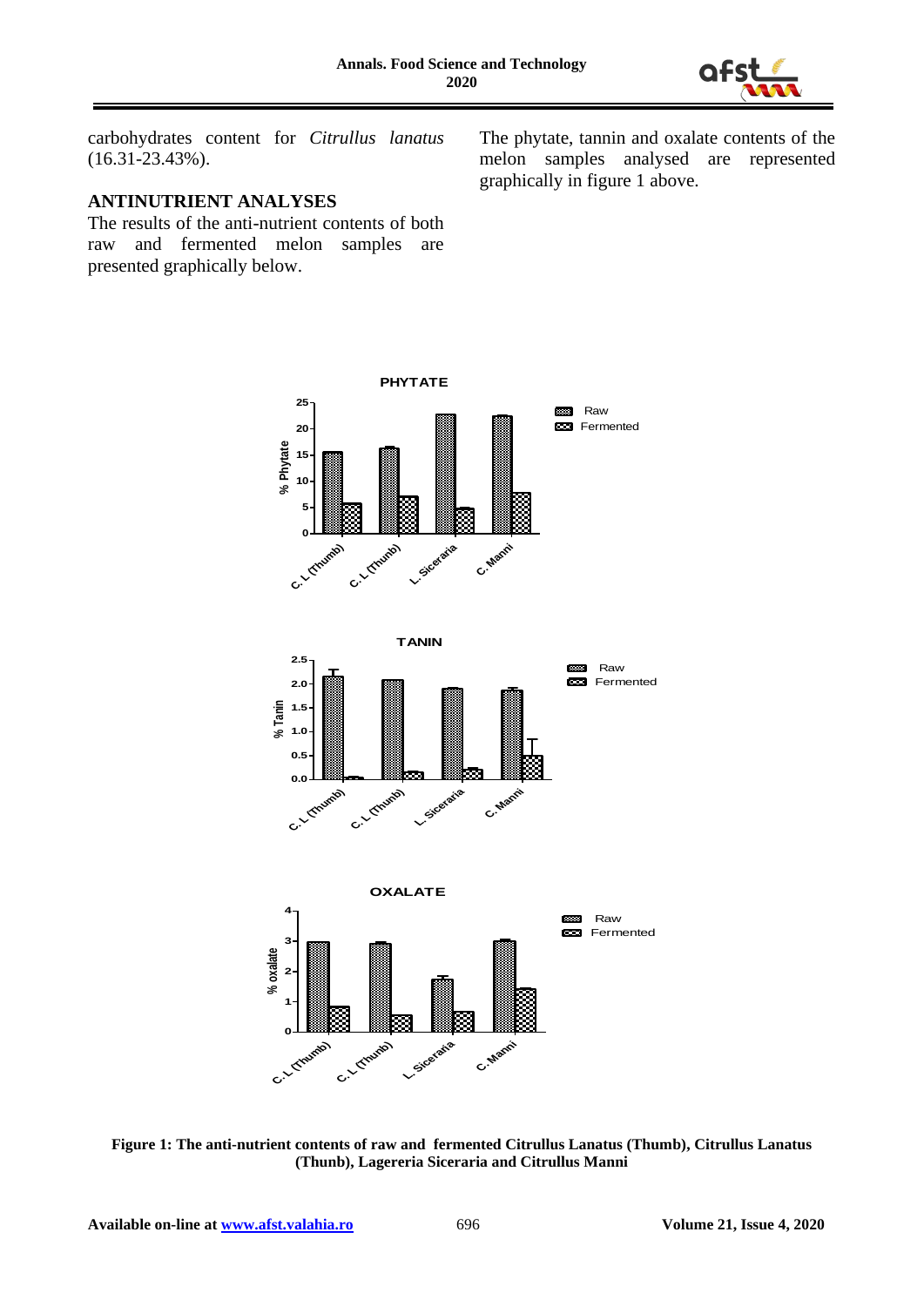carbohydrates content for *Citrullus lanatus* (16.31-23.43%).

## ANTINUTRIENT ANALYSES

The results of the anti-nutrient contents of both raw and fermented melon samples are presented graphically below.

The phytate, tannin and oxalate contents of the melon samples analysed are represented graphically in figure 1 above.

**Figure 1: The anti-nutrient contents of raw and fermented Citrullus Lanatus (Thumb), Citrullus Lanatus (Thunb), Lagereria Siceraria and Citrullus Manni**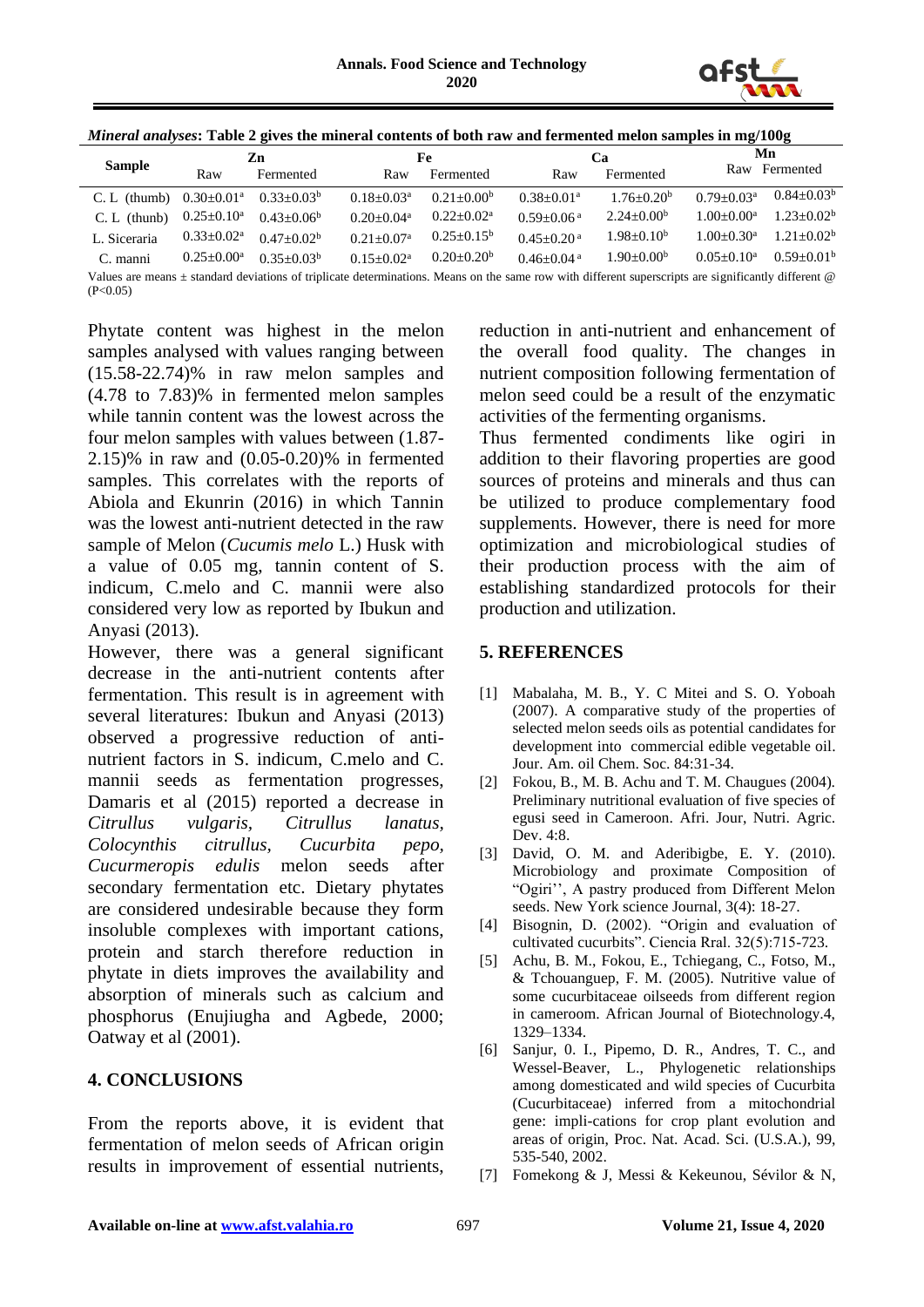*Mineral analyses*: **Table 2 gives the mineral contents of both raw and fermented melon samples in mg/100g**

| Sample | Zn | | Fe | | Ca | | Mn | |
|---|---|---|---|---|---|---|---|---|
| | Raw | Fermented | Raw | Fermented | Raw | Fermented | Raw | Fermented |
| C. L (thumb) | $0.30{\pm}0.01^a$ | $0.33{\pm}0.03^b$ | $0.18{\pm}0.03^a$ | $0.21{\pm}0.00^b$ | $0.38{\pm}0.01^a$ | $1.76{\pm}0.20^b$ | $0.79{\pm}0.03^a$ | $0.84{\pm}0.03^b$ |
| C. L (thunb) | $0.25{\pm}0.10^a$ | $0.43{\pm}0.06^b$ | $0.20{\pm}0.04^a$ | $0.22{\pm}0.02^a$ | $0.59{\pm}0.06^a$ | $2.24{\pm}0.00^b$ | $1.00{\pm}0.00^a$ | $1.23{\pm}0.02^b$ |
| L. Siceraria | $0.33{\pm}0.02^a$ | $0.47{\pm}0.02^b$ | $0.21{\pm}0.07^a$ | $0.25{\pm}0.15^b$ | $0.45{\pm}0.20^a$ | $1.98{\pm}0.10^b$ | $1.00{\pm}0.30^a$ | $1.21{\pm}0.02^b$ |
| C. manni | $0.25{\pm}0.00^a$ | $0.35{\pm}0.03^b$ | $0.15{\pm}0.02^a$ | $0.20{\pm}0.20^b$ | $0.46{\pm}0.04^a$ | $1.90{\pm}0.00^b$ | $0.05{\pm}0.10^a$ | $0.59{\pm}0.01^b$ |

Values are means ± standard deviations of triplicate determinations. Means on the same row with different superscripts are significantly different @ (P<0.05)

Phytate content was highest in the melon samples analysed with values ranging between (15.58-22.74)% in raw melon samples and (4.78 to 7.83)% in fermented melon samples while tannin content was the lowest across the four melon samples with values between (1.87-2.15)% in raw and (0.05-0.20)% in fermented samples. This correlates with the reports of Abiola and Ekunrin (2016) in which Tannin was the lowest anti-nutrient detected in the raw sample of Melon (*Cucumis melo* L.) Husk with a value of 0.05 mg, tannin content of S. indicum, C.melo and C. mannii were also considered very low as reported by Ibukun and Anyasi (2013).

However, there was a general significant decrease in the anti-nutrient contents after fermentation. This result is in agreement with several literatures: Ibukun and Anyasi (2013) observed a progressive reduction of anti-nutrient factors in S. indicum, C.melo and C. mannii seeds as fermentation progresses, Damaris et al (2015) reported a decrease in *Citrullus vulgaris, Citrullus lanatus, Colocynthis citrullus, Cucurbita pepo, Cucurmeropis edulis* melon seeds after secondary fermentation etc. Dietary phytates are considered undesirable because they form insoluble complexes with important cations, protein and starch therefore reduction in phytate in diets improves the availability and absorption of minerals such as calcium and phosphorus (Enujiugha and Agbede, 2000; Oatway et al (2001).

## 4. CONCLUSIONS

From the reports above, it is evident that fermentation of melon seeds of African origin results in improvement of essential nutrients, reduction in anti-nutrient and enhancement of the overall food quality. The changes in nutrient composition following fermentation of melon seed could be a result of the enzymatic activities of the fermenting organisms.

Thus fermented condiments like ogiri in addition to their flavoring properties are good sources of proteins and minerals and thus can be utilized to produce complementary food supplements. However, there is need for more optimization and microbiological studies of their production process with the aim of establishing standardized protocols for their production and utilization.

## 5. REFERENCES

[1] Mabalaha, M. B., Y. C Mitei and S. O. Yoboah (2007). A comparative study of the properties of selected melon seeds oils as potential candidates for development into commercial edible vegetable oil. Jour. Am. oil Chem. Soc. 84:31-34.

[2] Fokou, B., M. B. Achu and T. M. Chaugues (2004). Preliminary nutritional evaluation of five species of egusi seed in Cameroon. Afri. Jour, Nutri. Agric. Dev. 4:8.

[3] David, O. M. and Aderibigbe, E. Y. (2010). Microbiology and proximate Composition of "Ogiri'', A pastry produced from Different Melon seeds. New York science Journal, 3(4): 18-27.

[4] Bisognin, D. (2002). "Origin and evaluation of cultivated cucurbits". Ciencia Rral. 32(5):715-723.

[5] Achu, B. M., Fokou, E., Tchiegang, C., Fotso, M., & Tchouanguep, F. M. (2005). Nutritive value of some cucurbitaceae oilseeds from different region in cameroom. African Journal of Biotechnology.4, 1329–1334.

[6] Sanjur, 0. I., Pipemo, D. R., Andres, T. C., and Wessel-Beaver, L., Phylogenetic relationships among domesticated and wild species of Cucurbita (Cucurbitaceae) inferred from a mitochondrial gene: impli-cations for crop plant evolution and areas of origin, Proc. Nat. Acad. Sci. (U.S.A.), 99, 535-540, 2002.

[7] Fomekong & J, Messi & Kekeunou, Sévilor & N,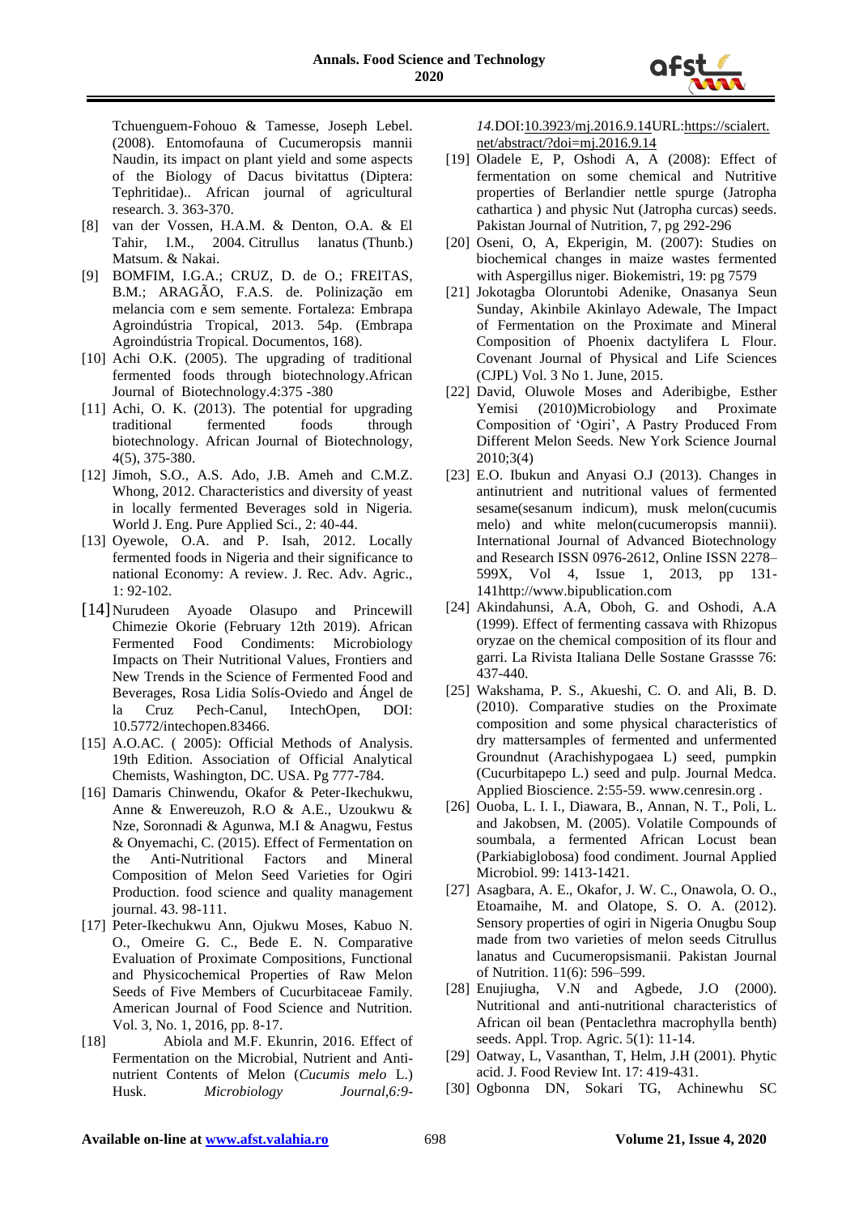Tchuenguem-Fohouo & Tamesse, Joseph Lebel. (2008). Entomofauna of Cucumeropsis mannii Naudin, its impact on plant yield and some aspects of the Biology of Dacus bivitattus (Diptera: Tephritidae).. African journal of agricultural research. 3. 363-370.

[8] van der Vossen, H.A.M. & Denton, O.A. & El Tahir, I.M., 2004. Citrullus lanatus (Thunb.) Matsum. & Nakai.

[9] BOMFIM, I.G.A.; CRUZ, D. de O.; FREITAS, B.M.; ARAGÃO, F.A.S. de. Polinização em melancia com e sem semente. Fortaleza: Embrapa Agroindústria Tropical, 2013. 54p. (Embrapa Agroindústria Tropical. Documentos, 168).

[10] Achi O.K. (2005). The upgrading of traditional fermented foods through biotechnology.African Journal of Biotechnology.4:375 -380

[11] Achi, O. K. (2013). The potential for upgrading traditional fermented foods through biotechnology. African Journal of Biotechnology, 4(5), 375-380.

[12] Jimoh, S.O., A.S. Ado, J.B. Ameh and C.M.Z. Whong, 2012. Characteristics and diversity of yeast in locally fermented Beverages sold in Nigeria. World J. Eng. Pure Applied Sci., 2: 40-44.

[13] Oyewole, O.A. and P. Isah, 2012. Locally fermented foods in Nigeria and their significance to national Economy: A review. J. Rec. Adv. Agric., 1: 92-102.

[14] Nurudeen Ayoade Olasupo and Princewill Chimezie Okorie (February 12th 2019). African Fermented Food Condiments: Microbiology Impacts on Their Nutritional Values, Frontiers and New Trends in the Science of Fermented Food and Beverages, Rosa Lidia Solís-Oviedo and Ángel de la Cruz Pech-Canul, IntechOpen, DOI: 10.5772/intechopen.83466.

[15] A.O.AC. ( 2005): Official Methods of Analysis. 19th Edition. Association of Official Analytical Chemists, Washington, DC. USA. Pg 777-784.

[16] Damaris Chinwendu, Okafor & Peter-Ikechukwu, Anne & Enwereuzoh, R.O & A.E., Uzoukwu & Nze, Soronnadi & Agunwa, M.I & Anagwu, Festus & Onyemachi, C. (2015). Effect of Fermentation on the Anti-Nutritional Factors and Mineral Composition of Melon Seed Varieties for Ogiri Production. food science and quality management journal. 43. 98-111.

[17] Peter-Ikechukwu Ann, Ojukwu Moses, Kabuo N. O., Omeire G. C., Bede E. N. Comparative Evaluation of Proximate Compositions, Functional and Physicochemical Properties of Raw Melon Seeds of Five Members of Cucurbitaceae Family. American Journal of Food Science and Nutrition. Vol. 3, No. 1, 2016, pp. 8-17.

[18] Abiola and M.F. Ekunrin, 2016. Effect of Fermentation on the Microbial, Nutrient and Anti-nutrient Contents of Melon (*Cucumis melo* L.) Husk. *Microbiology Journal,6:9-14.*DOI:10.3923/mj.2016.9.14URL:https://scialert.net/abstract/?doi=mj.2016.9.14

[19] Oladele E, P, Oshodi A, A (2008): Effect of fermentation on some chemical and Nutritive properties of Berlandier nettle spurge (Jatropha cathartica ) and physic Nut (Jatropha curcas) seeds. Pakistan Journal of Nutrition, 7, pg 292-296

[20] Oseni, O, A, Ekperigin, M. (2007): Studies on biochemical changes in maize wastes fermented with Aspergillus niger. Biokemistri, 19: pg 7579

[21] Jokotagba Oloruntobi Adenike, Onasanya Seun Sunday, Akinbile Akinlayo Adewale, The Impact of Fermentation on the Proximate and Mineral Composition of Phoenix dactylifera L Flour. Covenant Journal of Physical and Life Sciences (CJPL) Vol. 3 No 1. June, 2015.

[22] David, Oluwole Moses and Aderibigbe, Esther Yemisi (2010)Microbiology and Proximate Composition of 'Ogiri', A Pastry Produced From Different Melon Seeds. New York Science Journal 2010;3(4)

[23] E.O. Ibukun and Anyasi O.J (2013). Changes in antinutrient and nutritional values of fermented sesame(sesanum indicum), musk melon(cucumis melo) and white melon(cucumeropsis mannii). International Journal of Advanced Biotechnology and Research ISSN 0976-2612, Online ISSN 2278–599X, Vol 4, Issue 1, 2013, pp 131-141http://www.bipublication.com

[24] Akindahunsi, A.A, Oboh, G. and Oshodi, A.A (1999). Effect of fermenting cassava with Rhizopus oryzae on the chemical composition of its flour and garri. La Rivista Italiana Delle Sostane Grassse 76: 437-440.

[25] Wakshama, P. S., Akueshi, C. O. and Ali, B. D. (2010). Comparative studies on the Proximate composition and some physical characteristics of dry mattersamples of fermented and unfermented Groundnut (Arachishypogaea L) seed, pumpkin (Cucurbitapepo L.) seed and pulp. Journal Medca. Applied Bioscience. 2:55-59. www.cenresin.org .

[26] Ouoba, L. I. I., Diawara, B., Annan, N. T., Poli, L. and Jakobsen, M. (2005). Volatile Compounds of soumbala, a fermented African Locust bean (Parkiabiglobosa) food condiment. Journal Applied Microbiol. 99: 1413-1421.

[27] Asagbara, A. E., Okafor, J. W. C., Onawola, O. O., Etoamaihe, M. and Olatope, S. O. A. (2012). Sensory properties of ogiri in Nigeria Onugbu Soup made from two varieties of melon seeds Citrullus lanatus and Cucumeropsismanii. Pakistan Journal of Nutrition. 11(6): 596–599.

[28] Enujiugha, V.N and Agbede, J.O (2000). Nutritional and anti-nutritional characteristics of African oil bean (Pentaclethra macrophylla benth) seeds. Appl. Trop. Agric. 5(1): 11-14.

[29] Oatway, L, Vasanthan, T, Helm, J.H (2001). Phytic acid. J. Food Review Int. 17: 419-431.

[30] Ogbonna DN, Sokari TG, Achinewhu SC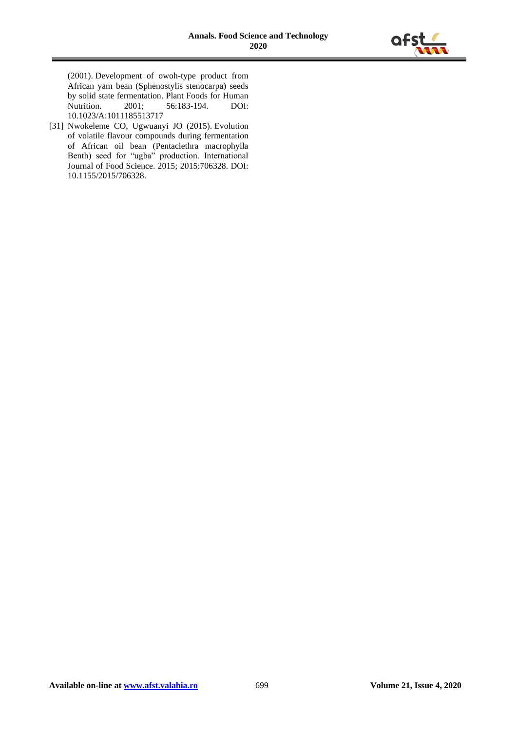(2001). Development of owoh-type product from African yam bean (Sphenostylis stenocarpa) seeds by solid state fermentation. Plant Foods for Human Nutrition. 2001; 56:183-194. DOI: 10.1023/A:1011185513717

[31] Nwokeleme CO, Ugwuanyi JO (2015). Evolution of volatile flavour compounds during fermentation of African oil bean (Pentaclethra macrophylla Benth) seed for "ugba" production. International Journal of Food Science. 2015; 2015:706328. DOI: 10.1155/2015/706328.